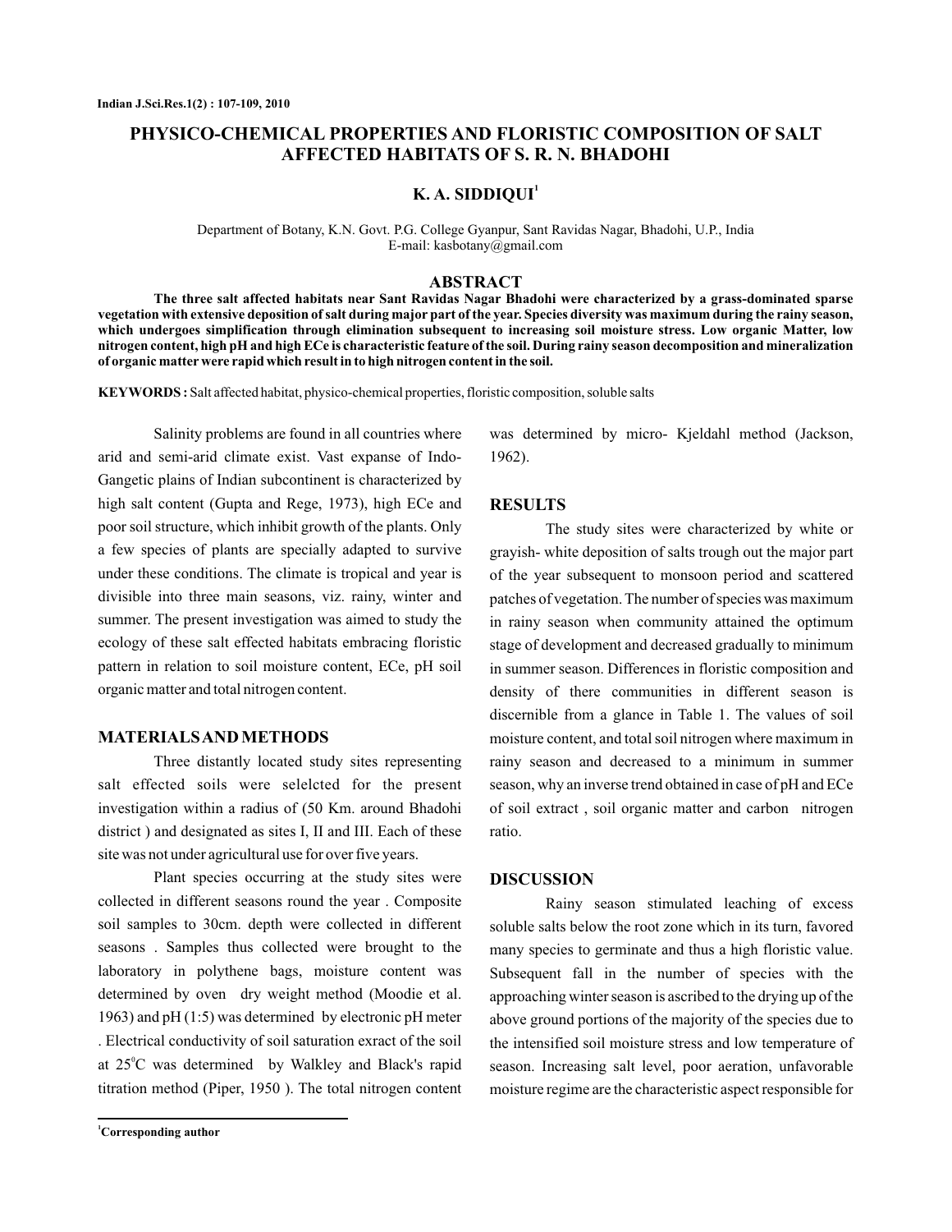# PHYSICO-CHEMICAL PROPERTIES AND FLORISTIC COMPOSITION OF SALT AFFECTED HABITATS OF S. R. N. BHADOHI

**K. A. SIDDIQUI**[1]

Department of Botany, K.N. Govt. P.G. College Gyanpur, Sant Ravidas Nagar, Bhadohi, U.P., India
E-mail: kasbotany@gmail.com

## ABSTRACT

**The three salt affected habitats near Sant Ravidas Nagar Bhadohi were characterized by a grass-dominated sparse vegetation with extensive deposition of salt during major part of the year. Species diversity was maximum during the rainy season, which undergoes simplification through elimination subsequent to increasing soil moisture stress. Low organic Matter, low nitrogen content, high pH and high ECe is characteristic feature of the soil. During rainy season decomposition and mineralization of organic matter were rapid which result in to high nitrogen content in the soil.**

**KEYWORDS :** Salt affected habitat, physico-chemical properties, floristic composition, soluble salts

Salinity problems are found in all countries where arid and semi-arid climate exist. Vast expanse of Indo-Gangetic plains of Indian subcontinent is characterized by high salt content (Gupta and Rege, 1973), high ECe and poor soil structure, which inhibit growth of the plants. Only a few species of plants are specially adapted to survive under these conditions. The climate is tropical and year is divisible into three main seasons, viz. rainy, winter and summer. The present investigation was aimed to study the ecology of these salt effected habitats embracing floristic pattern in relation to soil moisture content, ECe, pH soil organic matter and total nitrogen content.

## MATERIALS AND METHODS

Three distantly located study sites representing salt effected soils were selelcted for the present investigation within a radius of (50 Km. around Bhadohi district ) and designated as sites I, II and III. Each of these site was not under agricultural use for over five years.

Plant species occurring at the study sites were collected in different seasons round the year . Composite soil samples to 30cm. depth were collected in different seasons . Samples thus collected were brought to the laboratory in polythene bags, moisture content was determined by oven dry weight method (Moodie et al. 1963) and pH (1:5) was determined by electronic pH meter . Electrical conductivity of soil saturation exract of the soil at $25^0$C was determined by Walkley and Black's rapid titration method (Piper, 1950 ). The total nitrogen content was determined by micro- Kjeldahl method (Jackson, 1962).

## RESULTS

The study sites were characterized by white or grayish- white deposition of salts trough out the major part of the year subsequent to monsoon period and scattered patches of vegetation. The number of species was maximum in rainy season when community attained the optimum stage of development and decreased gradually to minimum in summer season. Differences in floristic composition and density of there communities in different season is discernible from a glance in Table 1. The values of soil moisture content, and total soil nitrogen where maximum in rainy season and decreased to a minimum in summer season, why an inverse trend obtained in case of pH and ECe of soil extract , soil organic matter and carbon nitrogen ratio.

## DISCUSSION

Rainy season stimulated leaching of excess soluble salts below the root zone which in its turn, favored many species to germinate and thus a high floristic value. Subsequent fall in the number of species with the approaching winter season is ascribed to the drying up of the above ground portions of the majority of the species due to the intensified soil moisture stress and low temperature of season. Increasing salt level, poor aeration, unfavorable moisture regime are the characteristic aspect responsible for

[1]**Corresponding author**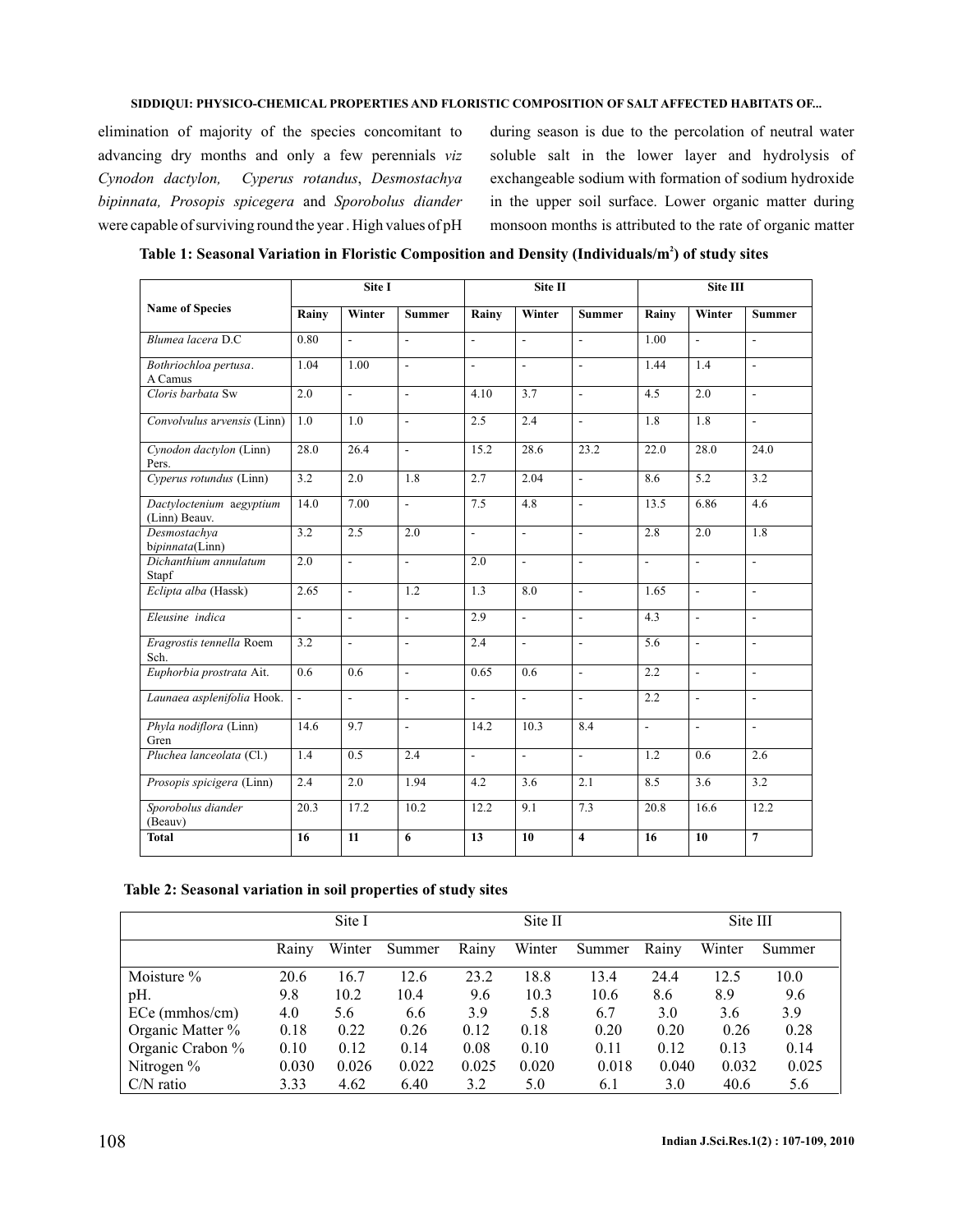elimination of majority of the species concomitant to advancing dry months and only a few perennials *viz Cynodon dactylon, Cyperus rotandus*, *Desmostachya bipinnata, Prosopis spicegera* and *Sporobolus diander* were capable of surviving round the year . High values of pH during season is due to the percolation of neutral water soluble salt in the lower layer and hydrolysis of exchangeable sodium with formation of sodium hydroxide in the upper soil surface. Lower organic matter during monsoon months is attributed to the rate of organic matter

**Table 1: Seasonal Variation in Floristic Composition and Density (Individuals/m$^2$) of study sites**

| Name of Species | Site I | | | Site II | | | Site III | | |
|---|---|---|---|---|---|---|---|---|---|
| | Rainy | Winter | Summer | Rainy | Winter | Summer | Rainy | Winter | Summer |
| *Blumea lacera* D.C | 0.80 | - | - | - | - | - | 1.00 | - | - |
| *Bothriochloa pertusa*. A Camus | 1.04 | 1.00 | - | - | - | - | 1.44 | 1.4 | - |
| *Cloris barbata* Sw | 2.0 | - | - | 4.10 | 3.7 | - | 4.5 | 2.0 | - |
| *Convolvulus arvensis* (Linn) | 1.0 | 1.0 | - | 2.5 | 2.4 | - | 1.8 | 1.8 | - |
| *Cynodon dactylon* (Linn) Pers. | 28.0 | 26.4 | - | 15.2 | 28.6 | 23.2 | 22.0 | 28.0 | 24.0 |
| *Cyperus rotundus* (Linn) | 3.2 | 2.0 | 1.8 | 2.7 | 2.04 | - | 8.6 | 5.2 | 3.2 |
| *Dactyloctenium aegyptium* (Linn) Beauv. | 14.0 | 7.00 | - | 7.5 | 4.8 | - | 13.5 | 6.86 | 4.6 |
| *Desmostachya bipinnata*(Linn) | 3.2 | 2.5 | 2.0 | - | - | - | 2.8 | 2.0 | 1.8 |
| *Dichanthium annulatum* Stapf | 2.0 | - | - | 2.0 | - | - | - | - | - |
| *Eclipta alba* (Hassk) | 2.65 | - | 1.2 | 1.3 | 8.0 | - | 1.65 | - | - |
| *Eleusine indica* | - | - | - | 2.9 | - | - | 4.3 | - | - |
| *Eragrostis tennella* Roem Sch. | 3.2 | - | - | 2.4 | - | - | 5.6 | - | - |
| *Euphorbia prostrata* Ait. | 0.6 | 0.6 | - | 0.65 | 0.6 | - | 2.2 | - | - |
| *Launaea asplenifolia* Hook. | - | - | - | - | - | - | 2.2 | - | - |
| *Phyla nodiflora* (Linn) Gren | 14.6 | 9.7 | - | 14.2 | 10.3 | 8.4 | - | - | - |
| *Pluchea lanceolata* (Cl.) | 1.4 | 0.5 | 2.4 | - | - | - | 1.2 | 0.6 | 2.6 |
| *Prosopis spicigera* (Linn) | 2.4 | 2.0 | 1.94 | 4.2 | 3.6 | 2.1 | 8.5 | 3.6 | 3.2 |
| *Sporobolus diander* (Beauv) | 20.3 | 17.2 | 10.2 | 12.2 | 9.1 | 7.3 | 20.8 | 16.6 | 12.2 |
| **Total** | **16** | **11** | **6** | **13** | **10** | **4** | **16** | **10** | **7** |

**Table 2: Seasonal variation in soil properties of study sites**

| | Site I | | | Site II | | | Site III | | |
|---|---|---|---|---|---|---|---|---|---|
| | Rainy | Winter | Summer | Rainy | Winter | Summer | Rainy | Winter | Summer |
| Moisture % | 20.6 | 16.7 | 12.6 | 23.2 | 18.8 | 13.4 | 24.4 | 12.5 | 10.0 |
| pH. | 9.8 | 10.2 | 10.4 | 9.6 | 10.3 | 10.6 | 8.6 | 8.9 | 9.6 |
| ECe (mmhos/cm) | 4.0 | 5.6 | 6.6 | 3.9 | 5.8 | 6.7 | 3.0 | 3.6 | 3.9 |
| Organic Matter % | 0.18 | 0.22 | 0.26 | 0.12 | 0.18 | 0.20 | 0.20 | 0.26 | 0.28 |
| Organic Crabon % | 0.10 | 0.12 | 0.14 | 0.08 | 0.10 | 0.11 | 0.12 | 0.13 | 0.14 |
| Nitrogen % | 0.030 | 0.026 | 0.022 | 0.025 | 0.020 | 0.018 | 0.040 | 0.032 | 0.025 |
| C/N ratio | 3.33 | 4.62 | 6.40 | 3.2 | 5.0 | 6.1 | 3.0 | 40.6 | 5.6 |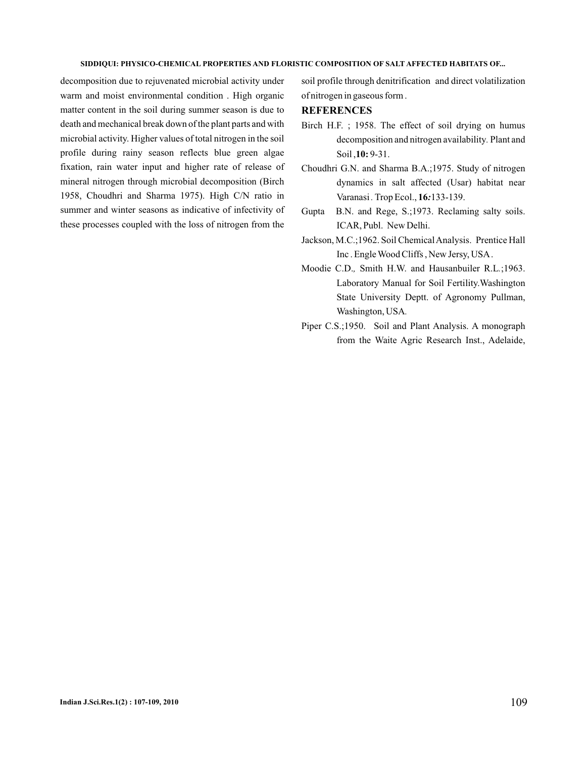decomposition due to rejuvenated microbial activity under warm and moist environmental condition . High organic matter content in the soil during summer season is due to death and mechanical break down of the plant parts and with microbial activity. Higher values of total nitrogen in the soil profile during rainy season reflects blue green algae fixation, rain water input and higher rate of release of mineral nitrogen through microbial decomposition (Birch 1958, Choudhri and Sharma 1975). High C/N ratio in summer and winter seasons as indicative of infectivity of these processes coupled with the loss of nitrogen from the soil profile through denitrification and direct volatilization of nitrogen in gaseous form .

## REFERENCES

Birch H.F. ; 1958. The effect of soil drying on humus decomposition and nitrogen availability. Plant and Soil ,**10:** 9-31.

Choudhri G.N. and Sharma B.A.;1975. Study of nitrogen dynamics in salt affected (Usar) habitat near Varanasi . Trop Ecol., **16***:*133-139.

Gupta B.N. and Rege, S.;1973. Reclaming salty soils. ICAR, Publ. New Delhi.

Jackson, M.C.;1962. Soil Chemical Analysis. Prentice Hall Inc . Engle Wood Cliffs , New Jersy, USA .

Moodie C.D.*,* Smith H.W. and Hausanbuiler R.L.;1963. Laboratory Manual for Soil Fertility.Washington State University Deptt. of Agronomy Pullman, Washington, USA*.*

Piper C.S.;1950. Soil and Plant Analysis. A monograph from the Waite Agric Research Inst., Adelaide,